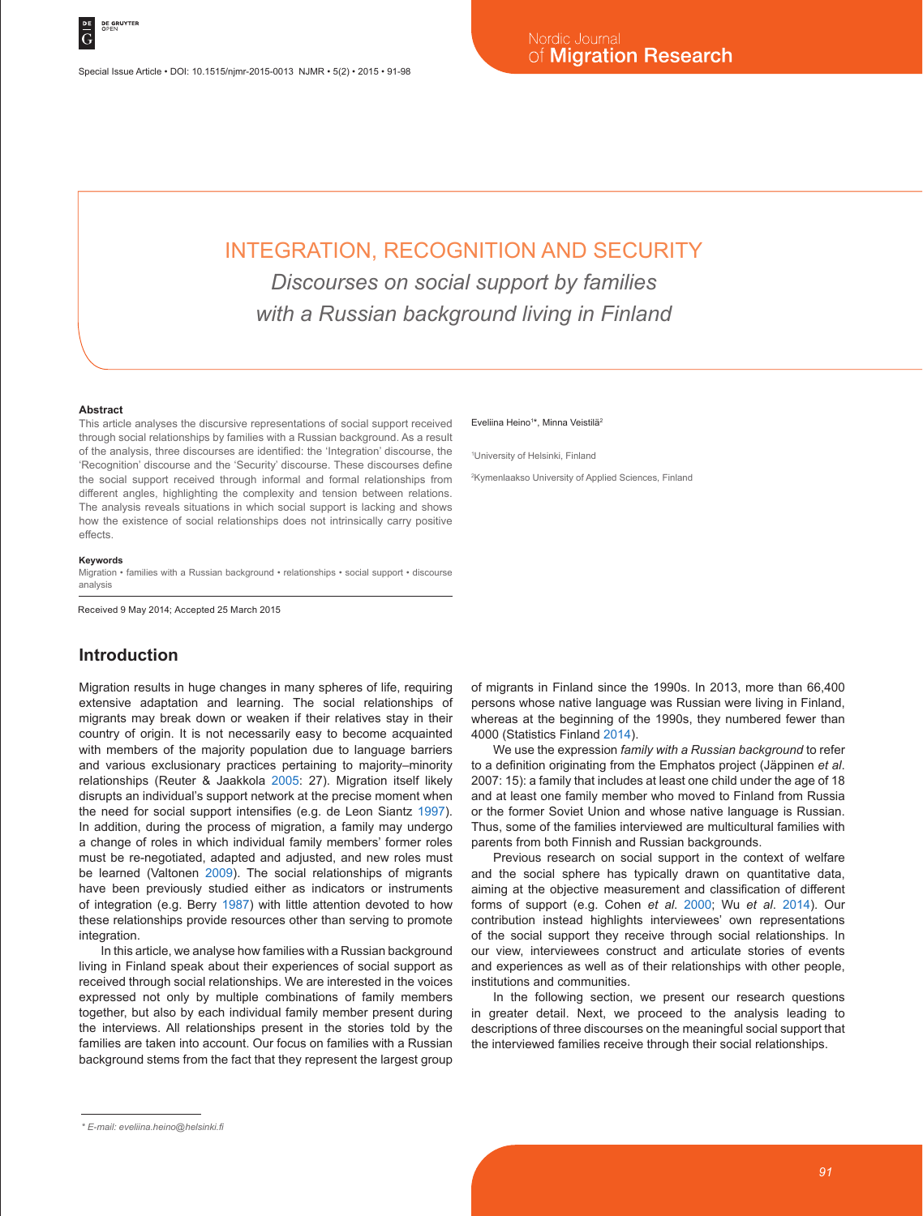# INTEGRATION, RECOGNITION AND SECURITY

## *Discourses on social support by families with a Russian background living in Finland*

Eveliina Heino[1]*, Minna Veistilä[2]

[1]University of Helsinki, Finland

[2]Kymenlaakso University of Applied Sciences, Finland

**Abstract**

This article analyses the discursive representations of social support received through social relationships by families with a Russian background. As a result of the analysis, three discourses are identified: the 'Integration' discourse, the 'Recognition' discourse and the 'Security' discourse. These discourses define the social support received through informal and formal relationships from different angles, highlighting the complexity and tension between relations. The analysis reveals situations in which social support is lacking and shows how the existence of social relationships does not intrinsically carry positive effects.

**Keywords**

Migration • families with a Russian background • relationships • social support • discourse analysis

Received 9 May 2014; Accepted 25 March 2015

## Introduction

Migration results in huge changes in many spheres of life, requiring extensive adaptation and learning. The social relationships of migrants may break down or weaken if their relatives stay in their country of origin. It is not necessarily easy to become acquainted with members of the majority population due to language barriers and various exclusionary practices pertaining to majority–minority relationships (Reuter & Jaakkola 2005: 27). Migration itself likely disrupts an individual's support network at the precise moment when the need for social support intensifies (e.g. de Leon Siantz 1997). In addition, during the process of migration, a family may undergo a change of roles in which individual family members' former roles must be re-negotiated, adapted and adjusted, and new roles must be learned (Valtonen 2009). The social relationships of migrants have been previously studied either as indicators or instruments of integration (e.g. Berry 1987) with little attention devoted to how these relationships provide resources other than serving to promote integration.

In this article, we analyse how families with a Russian background living in Finland speak about their experiences of social support as received through social relationships. We are interested in the voices expressed not only by multiple combinations of family members together, but also by each individual family member present during the interviews. All relationships present in the stories told by the families are taken into account. Our focus on families with a Russian background stems from the fact that they represent the largest group of migrants in Finland since the 1990s. In 2013, more than 66,400 persons whose native language was Russian were living in Finland, whereas at the beginning of the 1990s, they numbered fewer than 4000 (Statistics Finland 2014).

We use the expression *family with a Russian background* to refer to a definition originating from the Emphatos project (Jäppinen *et al*. 2007: 15): a family that includes at least one child under the age of 18 and at least one family member who moved to Finland from Russia or the former Soviet Union and whose native language is Russian. Thus, some of the families interviewed are multicultural families with parents from both Finnish and Russian backgrounds.

Previous research on social support in the context of welfare and the social sphere has typically drawn on quantitative data, aiming at the objective measurement and classification of different forms of support (e.g. Cohen *et al*. 2000; Wu *et al*. 2014). Our contribution instead highlights interviewees' own representations of the social support they receive through social relationships. In our view, interviewees construct and articulate stories of events and experiences as well as of their relationships with other people, institutions and communities.

In the following section, we present our research questions in greater detail. Next, we proceed to the analysis leading to descriptions of three discourses on the meaningful social support that the interviewed families receive through their social relationships.

\* E-mail: eveliina.heino@helsinki.fi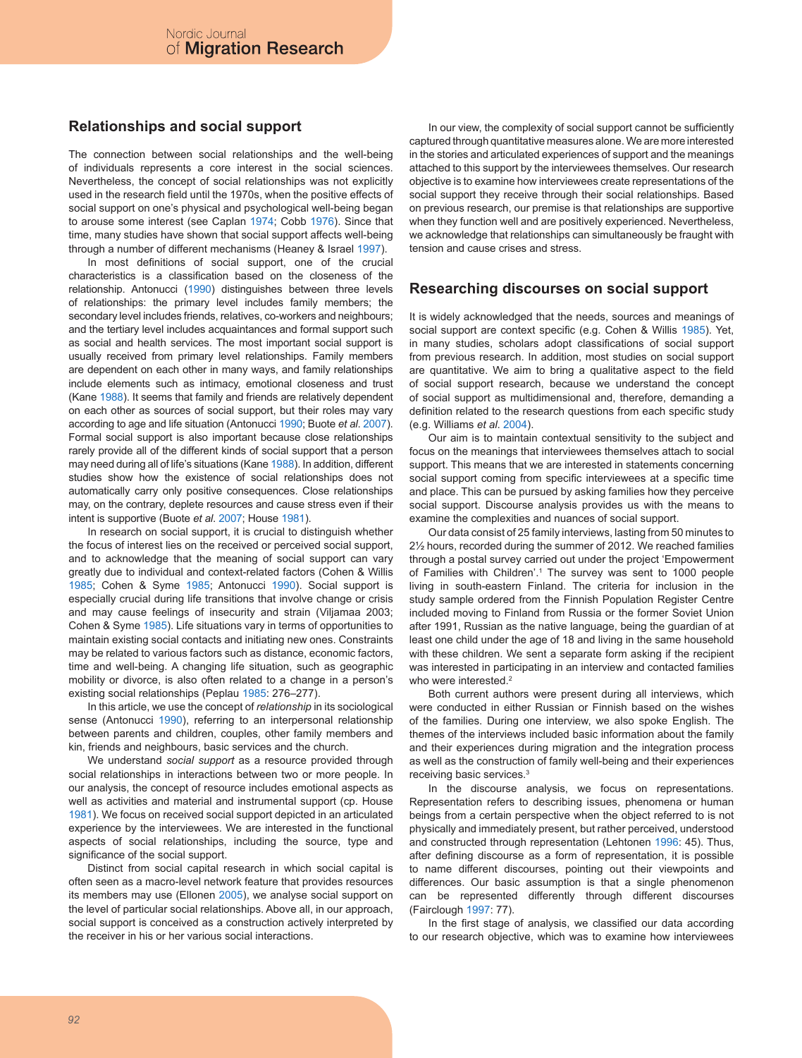## Relationships and social support

The connection between social relationships and the well-being of individuals represents a core interest in the social sciences. Nevertheless, the concept of social relationships was not explicitly used in the research field until the 1970s, when the positive effects of social support on one's physical and psychological well-being began to arouse some interest (see Caplan 1974; Cobb 1976). Since that time, many studies have shown that social support affects well-being through a number of different mechanisms (Heaney & Israel 1997).

In most definitions of social support, one of the crucial characteristics is a classification based on the closeness of the relationship. Antonucci (1990) distinguishes between three levels of relationships: the primary level includes family members; the secondary level includes friends, relatives, co-workers and neighbours; and the tertiary level includes acquaintances and formal support such as social and health services. The most important social support is usually received from primary level relationships. Family members are dependent on each other in many ways, and family relationships include elements such as intimacy, emotional closeness and trust (Kane 1988). It seems that family and friends are relatively dependent on each other as sources of social support, but their roles may vary according to age and life situation (Antonucci 1990; Buote *et al.* 2007). Formal social support is also important because close relationships rarely provide all of the different kinds of social support that a person may need during all of life's situations (Kane 1988). In addition, different studies show how the existence of social relationships does not automatically carry only positive consequences. Close relationships may, on the contrary, deplete resources and cause stress even if their intent is supportive (Buote *et al.* 2007; House 1981).

In research on social support, it is crucial to distinguish whether the focus of interest lies on the received or perceived social support, and to acknowledge that the meaning of social support can vary greatly due to individual and context-related factors (Cohen & Willis 1985; Cohen & Syme 1985; Antonucci 1990). Social support is especially crucial during life transitions that involve change or crisis and may cause feelings of insecurity and strain (Viljamaa 2003; Cohen & Syme 1985). Life situations vary in terms of opportunities to maintain existing social contacts and initiating new ones. Constraints may be related to various factors such as distance, economic factors, time and well-being. A changing life situation, such as geographic mobility or divorce, is also often related to a change in a person's existing social relationships (Peplau 1985: 276–277).

In this article, we use the concept of *relationship* in its sociological sense (Antonucci 1990), referring to an interpersonal relationship between parents and children, couples, other family members and kin, friends and neighbours, basic services and the church.

We understand *social support* as a resource provided through social relationships in interactions between two or more people. In our analysis, the concept of resource includes emotional aspects as well as activities and material and instrumental support (cp. House 1981). We focus on received social support depicted in an articulated experience by the interviewees. We are interested in the functional aspects of social relationships, including the source, type and significance of the social support.

Distinct from social capital research in which social capital is often seen as a macro-level network feature that provides resources its members may use (Ellonen 2005), we analyse social support on the level of particular social relationships. Above all, in our approach, social support is conceived as a construction actively interpreted by the receiver in his or her various social interactions.

In our view, the complexity of social support cannot be sufficiently captured through quantitative measures alone. We are more interested in the stories and articulated experiences of support and the meanings attached to this support by the interviewees themselves. Our research objective is to examine how interviewees create representations of the social support they receive through their social relationships. Based on previous research, our premise is that relationships are supportive when they function well and are positively experienced. Nevertheless, we acknowledge that relationships can simultaneously be fraught with tension and cause crises and stress.

## Researching discourses on social support

It is widely acknowledged that the needs, sources and meanings of social support are context specific (e.g. Cohen & Willis 1985). Yet, in many studies, scholars adopt classifications of social support from previous research. In addition, most studies on social support are quantitative. We aim to bring a qualitative aspect to the field of social support research, because we understand the concept of social support as multidimensional and, therefore, demanding a definition related to the research questions from each specific study (e.g. Williams *et al.* 2004).

Our aim is to maintain contextual sensitivity to the subject and focus on the meanings that interviewees themselves attach to social support. This means that we are interested in statements concerning social support coming from specific interviewees at a specific time and place. This can be pursued by asking families how they perceive social support. Discourse analysis provides us with the means to examine the complexities and nuances of social support.

Our data consist of 25 family interviews, lasting from 50 minutes to 2½ hours, recorded during the summer of 2012. We reached families through a postal survey carried out under the project 'Empowerment of Families with Children'.[1] The survey was sent to 1000 people living in south-eastern Finland. The criteria for inclusion in the study sample ordered from the Finnish Population Register Centre included moving to Finland from Russia or the former Soviet Union after 1991, Russian as the native language, being the guardian of at least one child under the age of 18 and living in the same household with these children. We sent a separate form asking if the recipient was interested in participating in an interview and contacted families who were interested.[2]

Both current authors were present during all interviews, which were conducted in either Russian or Finnish based on the wishes of the families. During one interview, we also spoke English. The themes of the interviews included basic information about the family and their experiences during migration and the integration process as well as the construction of family well-being and their experiences receiving basic services.[3]

In the discourse analysis, we focus on representations. Representation refers to describing issues, phenomena or human beings from a certain perspective when the object referred to is not physically and immediately present, but rather perceived, understood and constructed through representation (Lehtonen 1996: 45). Thus, after defining discourse as a form of representation, it is possible to name different discourses, pointing out their viewpoints and differences. Our basic assumption is that a single phenomenon can be represented differently through different discourses (Fairclough 1997: 77).

In the first stage of analysis, we classified our data according to our research objective, which was to examine how interviewees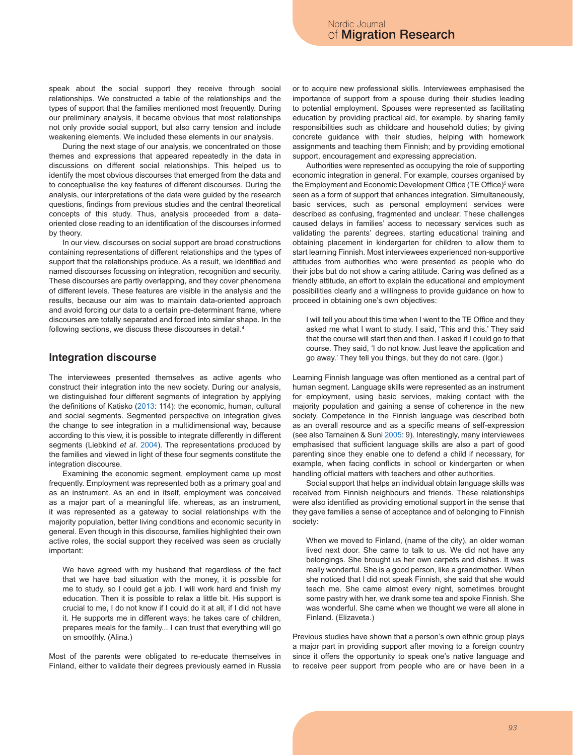speak about the social support they receive through social relationships. We constructed a table of the relationships and the types of support that the families mentioned most frequently. During our preliminary analysis, it became obvious that most relationships not only provide social support, but also carry tension and include weakening elements. We included these elements in our analysis.

During the next stage of our analysis, we concentrated on those themes and expressions that appeared repeatedly in the data in discussions on different social relationships. This helped us to identify the most obvious discourses that emerged from the data and to conceptualise the key features of different discourses. During the analysis, our interpretations of the data were guided by the research questions, findings from previous studies and the central theoretical concepts of this study. Thus, analysis proceeded from a data-oriented close reading to an identification of the discourses informed by theory.

In our view, discourses on social support are broad constructions containing representations of different relationships and the types of support that the relationships produce. As a result, we identified and named discourses focussing on integration, recognition and security. These discourses are partly overlapping, and they cover phenomena of different levels. These features are visible in the analysis and the results, because our aim was to maintain data-oriented approach and avoid forcing our data to a certain pre-determinant frame, where discourses are totally separated and forced into similar shape. In the following sections, we discuss these discourses in detail.[4]

## Integration discourse

The interviewees presented themselves as active agents who construct their integration into the new society. During our analysis, we distinguished four different segments of integration by applying the definitions of Katisko (2013: 114): the economic, human, cultural and social segments. Segmented perspective on integration gives the change to see integration in a multidimensional way, because according to this view, it is possible to integrate differently in different segments (Liebkind *et al.* 2004). The representations produced by the families and viewed in light of these four segments constitute the integration discourse.

Examining the economic segment, employment came up most frequently. Employment was represented both as a primary goal and as an instrument. As an end in itself, employment was conceived as a major part of a meaningful life, whereas, as an instrument, it was represented as a gateway to social relationships with the majority population, better living conditions and economic security in general. Even though in this discourse, families highlighted their own active roles, the social support they received was seen as crucially important:

> We have agreed with my husband that regardless of the fact that we have bad situation with the money, it is possible for me to study, so I could get a job. I will work hard and finish my education. Then it is possible to relax a little bit. His support is crucial to me, I do not know if I could do it at all, if I did not have it. He supports me in different ways; he takes care of children, prepares meals for the family... I can trust that everything will go on smoothly. (Alina.)

Most of the parents were obligated to re-educate themselves in Finland, either to validate their degrees previously earned in Russia or to acquire new professional skills. Interviewees emphasised the importance of support from a spouse during their studies leading to potential employment. Spouses were represented as facilitating education by providing practical aid, for example, by sharing family responsibilities such as childcare and household duties; by giving concrete guidance with their studies, helping with homework assignments and teaching them Finnish; and by providing emotional support, encouragement and expressing appreciation.

Authorities were represented as occupying the role of supporting economic integration in general. For example, courses organised by the Employment and Economic Development Office (TE Office)[5] were seen as a form of support that enhances integration. Simultaneously, basic services, such as personal employment services were described as confusing, fragmented and unclear. These challenges caused delays in families' access to necessary services such as validating the parents' degrees, starting educational training and obtaining placement in kindergarten for children to allow them to start learning Finnish. Most interviewees experienced non-supportive attitudes from authorities who were presented as people who do their jobs but do not show a caring attitude. Caring was defined as a friendly attitude, an effort to explain the educational and employment possibilities clearly and a willingness to provide guidance on how to proceed in obtaining one's own objectives:

> I will tell you about this time when I went to the TE Office and they asked me what I want to study. I said, 'This and this.' They said that the course will start then and then. I asked if I could go to that course. They said, 'I do not know. Just leave the application and go away.' They tell you things, but they do not care. (Igor.)

Learning Finnish language was often mentioned as a central part of human segment. Language skills were represented as an instrument for employment, using basic services, making contact with the majority population and gaining a sense of coherence in the new society. Competence in the Finnish language was described both as an overall resource and as a specific means of self-expression (see also Tarnainen & Suni 2005: 9). Interestingly, many interviewees emphasised that sufficient language skills are also a part of good parenting since they enable one to defend a child if necessary, for example, when facing conflicts in school or kindergarten or when handling official matters with teachers and other authorities.

Social support that helps an individual obtain language skills was received from Finnish neighbours and friends. These relationships were also identified as providing emotional support in the sense that they gave families a sense of acceptance and of belonging to Finnish society:

> When we moved to Finland, (name of the city), an older woman lived next door. She came to talk to us. We did not have any belongings. She brought us her own carpets and dishes. It was really wonderful. She is a good person, like a grandmother. When she noticed that I did not speak Finnish, she said that she would teach me. She came almost every night, sometimes brought some pastry with her, we drank some tea and spoke Finnish. She was wonderful. She came when we thought we were all alone in Finland. (Elizaveta.)

Previous studies have shown that a person's own ethnic group plays a major part in providing support after moving to a foreign country since it offers the opportunity to speak one's native language and to receive peer support from people who are or have been in a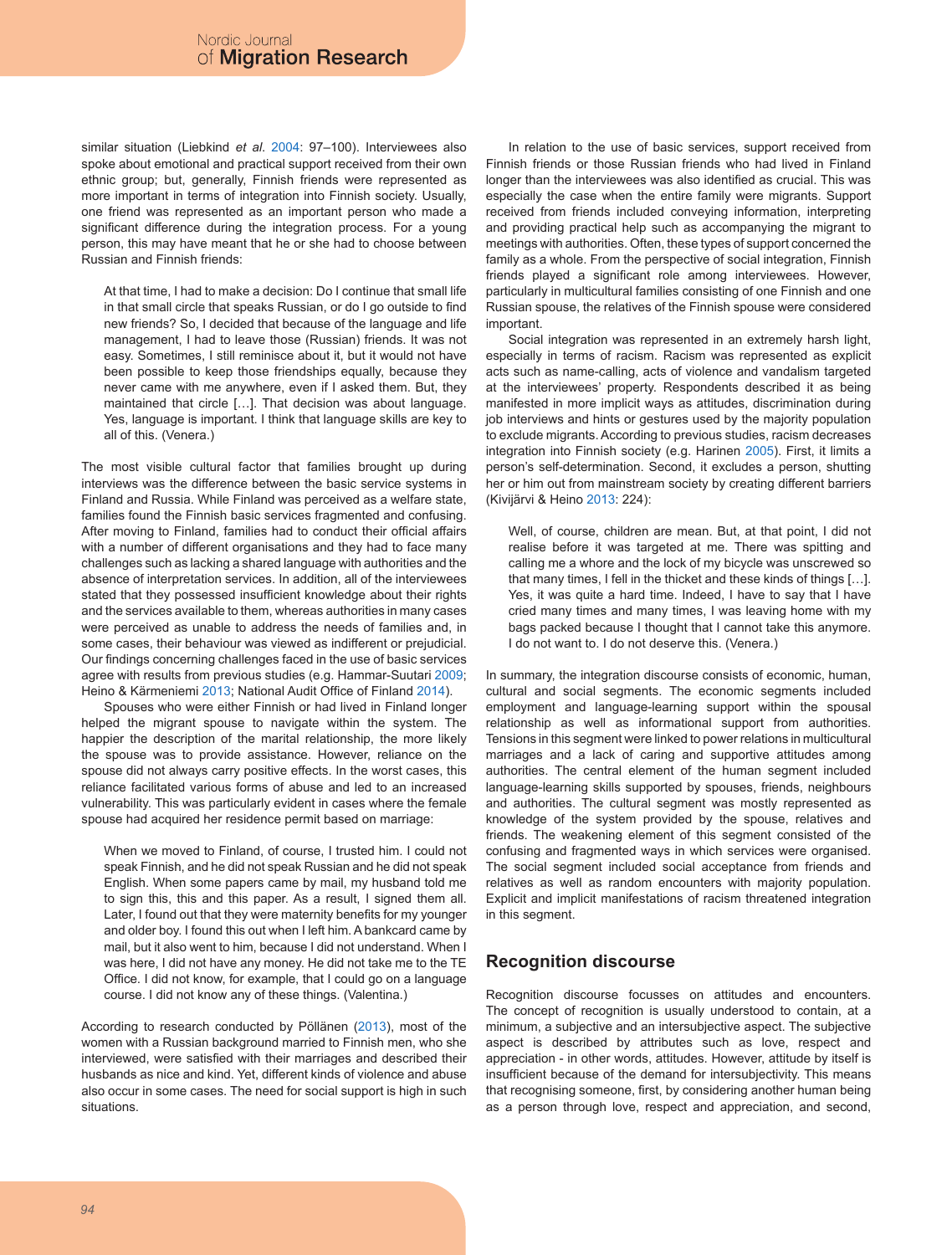similar situation (Liebkind *et al.* 2004: 97–100). Interviewees also spoke about emotional and practical support received from their own ethnic group; but, generally, Finnish friends were represented as more important in terms of integration into Finnish society. Usually, one friend was represented as an important person who made a significant difference during the integration process. For a young person, this may have meant that he or she had to choose between Russian and Finnish friends:

> At that time, I had to make a decision: Do I continue that small life in that small circle that speaks Russian, or do I go outside to find new friends? So, I decided that because of the language and life management, I had to leave those (Russian) friends. It was not easy. Sometimes, I still reminisce about it, but it would not have been possible to keep those friendships equally, because they never came with me anywhere, even if I asked them. But, they maintained that circle […]. That decision was about language. Yes, language is important. I think that language skills are key to all of this. (Venera.)

The most visible cultural factor that families brought up during interviews was the difference between the basic service systems in Finland and Russia. While Finland was perceived as a welfare state, families found the Finnish basic services fragmented and confusing. After moving to Finland, families had to conduct their official affairs with a number of different organisations and they had to face many challenges such as lacking a shared language with authorities and the absence of interpretation services. In addition, all of the interviewees stated that they possessed insufficient knowledge about their rights and the services available to them, whereas authorities in many cases were perceived as unable to address the needs of families and, in some cases, their behaviour was viewed as indifferent or prejudicial. Our findings concerning challenges faced in the use of basic services agree with results from previous studies (e.g. Hammar-Suutari 2009; Heino & Kärmeniemi 2013; National Audit Office of Finland 2014).

Spouses who were either Finnish or had lived in Finland longer helped the migrant spouse to navigate within the system. The happier the description of the marital relationship, the more likely the spouse was to provide assistance. However, reliance on the spouse did not always carry positive effects. In the worst cases, this reliance facilitated various forms of abuse and led to an increased vulnerability. This was particularly evident in cases where the female spouse had acquired her residence permit based on marriage:

> When we moved to Finland, of course, I trusted him. I could not speak Finnish, and he did not speak Russian and he did not speak English. When some papers came by mail, my husband told me to sign this, this and this paper. As a result, I signed them all. Later, I found out that they were maternity benefits for my younger and older boy. I found this out when I left him. A bankcard came by mail, but it also went to him, because I did not understand. When I was here, I did not have any money. He did not take me to the TE Office. I did not know, for example, that I could go on a language course. I did not know any of these things. (Valentina.)

According to research conducted by Pöllänen (2013), most of the women with a Russian background married to Finnish men, who she interviewed, were satisfied with their marriages and described their husbands as nice and kind. Yet, different kinds of violence and abuse also occur in some cases. The need for social support is high in such situations.

In relation to the use of basic services, support received from Finnish friends or those Russian friends who had lived in Finland longer than the interviewees was also identified as crucial. This was especially the case when the entire family were migrants. Support received from friends included conveying information, interpreting and providing practical help such as accompanying the migrant to meetings with authorities. Often, these types of support concerned the family as a whole. From the perspective of social integration, Finnish friends played a significant role among interviewees. However, particularly in multicultural families consisting of one Finnish and one Russian spouse, the relatives of the Finnish spouse were considered important.

Social integration was represented in an extremely harsh light, especially in terms of racism. Racism was represented as explicit acts such as name-calling, acts of violence and vandalism targeted at the interviewees' property. Respondents described it as being manifested in more implicit ways as attitudes, discrimination during job interviews and hints or gestures used by the majority population to exclude migrants. According to previous studies, racism decreases integration into Finnish society (e.g. Harinen 2005). First, it limits a person's self-determination. Second, it excludes a person, shutting her or him out from mainstream society by creating different barriers (Kivijärvi & Heino 2013: 224):

> Well, of course, children are mean. But, at that point, I did not realise before it was targeted at me. There was spitting and calling me a whore and the lock of my bicycle was unscrewed so that many times, I fell in the thicket and these kinds of things […]. Yes, it was quite a hard time. Indeed, I have to say that I have cried many times and many times, I was leaving home with my bags packed because I thought that I cannot take this anymore. I do not want to. I do not deserve this. (Venera.)

In summary, the integration discourse consists of economic, human, cultural and social segments. The economic segments included employment and language-learning support within the spousal relationship as well as informational support from authorities. Tensions in this segment were linked to power relations in multicultural marriages and a lack of caring and supportive attitudes among authorities. The central element of the human segment included language-learning skills supported by spouses, friends, neighbours and authorities. The cultural segment was mostly represented as knowledge of the system provided by the spouse, relatives and friends. The weakening element of this segment consisted of the confusing and fragmented ways in which services were organised. The social segment included social acceptance from friends and relatives as well as random encounters with majority population. Explicit and implicit manifestations of racism threatened integration in this segment.

## Recognition discourse

Recognition discourse focusses on attitudes and encounters. The concept of recognition is usually understood to contain, at a minimum, a subjective and an intersubjective aspect. The subjective aspect is described by attributes such as love, respect and appreciation - in other words, attitudes. However, attitude by itself is insufficient because of the demand for intersubjectivity. This means that recognising someone, first, by considering another human being as a person through love, respect and appreciation, and second,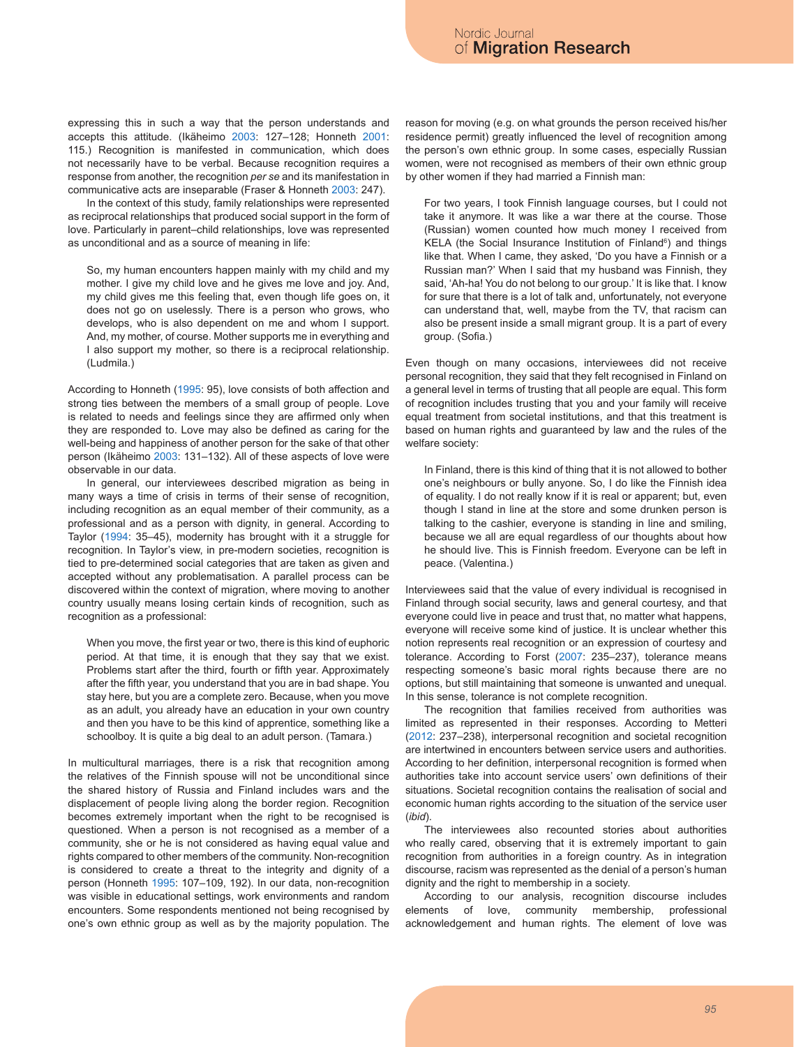expressing this in such a way that the person understands and accepts this attitude. (Ikäheimo 2003: 127–128; Honneth 2001: 115.) Recognition is manifested in communication, which does not necessarily have to be verbal. Because recognition requires a response from another, the recognition *per se* and its manifestation in communicative acts are inseparable (Fraser & Honneth 2003: 247).

In the context of this study, family relationships were represented as reciprocal relationships that produced social support in the form of love. Particularly in parent–child relationships, love was represented as unconditional and as a source of meaning in life:

> So, my human encounters happen mainly with my child and my mother. I give my child love and he gives me love and joy. And, my child gives me this feeling that, even though life goes on, it does not go on uselessly. There is a person who grows, who develops, who is also dependent on me and whom I support. And, my mother, of course. Mother supports me in everything and I also support my mother, so there is a reciprocal relationship. (Ludmila.)

According to Honneth (1995: 95), love consists of both affection and strong ties between the members of a small group of people. Love is related to needs and feelings since they are affirmed only when they are responded to. Love may also be defined as caring for the well-being and happiness of another person for the sake of that other person (Ikäheimo 2003: 131–132). All of these aspects of love were observable in our data.

In general, our interviewees described migration as being in many ways a time of crisis in terms of their sense of recognition, including recognition as an equal member of their community, as a professional and as a person with dignity, in general. According to Taylor (1994: 35–45), modernity has brought with it a struggle for recognition. In Taylor's view, in pre-modern societies, recognition is tied to pre-determined social categories that are taken as given and accepted without any problematisation. A parallel process can be discovered within the context of migration, where moving to another country usually means losing certain kinds of recognition, such as recognition as a professional:

> When you move, the first year or two, there is this kind of euphoric period. At that time, it is enough that they say that we exist. Problems start after the third, fourth or fifth year. Approximately after the fifth year, you understand that you are in bad shape. You stay here, but you are a complete zero. Because, when you move as an adult, you already have an education in your own country and then you have to be this kind of apprentice, something like a schoolboy. It is quite a big deal to an adult person. (Tamara.)

In multicultural marriages, there is a risk that recognition among the relatives of the Finnish spouse will not be unconditional since the shared history of Russia and Finland includes wars and the displacement of people living along the border region. Recognition becomes extremely important when the right to be recognised is questioned. When a person is not recognised as a member of a community, she or he is not considered as having equal value and rights compared to other members of the community. Non-recognition is considered to create a threat to the integrity and dignity of a person (Honneth 1995: 107–109, 192). In our data, non-recognition was visible in educational settings, work environments and random encounters. Some respondents mentioned not being recognised by one's own ethnic group as well as by the majority population. The reason for moving (e.g. on what grounds the person received his/her residence permit) greatly influenced the level of recognition among the person's own ethnic group. In some cases, especially Russian women, were not recognised as members of their own ethnic group by other women if they had married a Finnish man:

> For two years, I took Finnish language courses, but I could not take it anymore. It was like a war there at the course. Those (Russian) women counted how much money I received from KELA (the Social Insurance Institution of Finland[6]) and things like that. When I came, they asked, 'Do you have a Finnish or a Russian man?' When I said that my husband was Finnish, they said, 'Ah-ha! You do not belong to our group.' It is like that. I know for sure that there is a lot of talk and, unfortunately, not everyone can understand that, well, maybe from the TV, that racism can also be present inside a small migrant group. It is a part of every group. (Sofia.)

Even though on many occasions, interviewees did not receive personal recognition, they said that they felt recognised in Finland on a general level in terms of trusting that all people are equal. This form of recognition includes trusting that you and your family will receive equal treatment from societal institutions, and that this treatment is based on human rights and guaranteed by law and the rules of the welfare society:

> In Finland, there is this kind of thing that it is not allowed to bother one's neighbours or bully anyone. So, I do like the Finnish idea of equality. I do not really know if it is real or apparent; but, even though I stand in line at the store and some drunken person is talking to the cashier, everyone is standing in line and smiling, because we all are equal regardless of our thoughts about how he should live. This is Finnish freedom. Everyone can be left in peace. (Valentina.)

Interviewees said that the value of every individual is recognised in Finland through social security, laws and general courtesy, and that everyone could live in peace and trust that, no matter what happens, everyone will receive some kind of justice. It is unclear whether this notion represents real recognition or an expression of courtesy and tolerance. According to Forst (2007: 235–237), tolerance means respecting someone's basic moral rights because there are no options, but still maintaining that someone is unwanted and unequal. In this sense, tolerance is not complete recognition.

The recognition that families received from authorities was limited as represented in their responses. According to Metteri (2012: 237–238), interpersonal recognition and societal recognition are intertwined in encounters between service users and authorities. According to her definition, interpersonal recognition is formed when authorities take into account service users' own definitions of their situations. Societal recognition contains the realisation of social and economic human rights according to the situation of the service user (*ibid*).

The interviewees also recounted stories about authorities who really cared, observing that it is extremely important to gain recognition from authorities in a foreign country. As in integration discourse, racism was represented as the denial of a person's human dignity and the right to membership in a society.

According to our analysis, recognition discourse includes elements of love, community membership, professional acknowledgement and human rights. The element of love was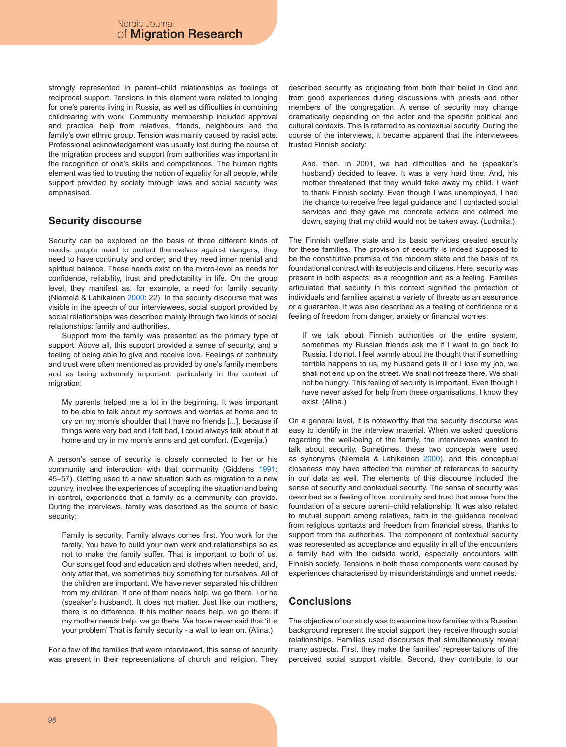strongly represented in parent–child relationships as feelings of reciprocal support. Tensions in this element were related to longing for one's parents living in Russia, as well as difficulties in combining childrearing with work. Community membership included approval and practical help from relatives, friends, neighbours and the family's own ethnic group. Tension was mainly caused by racist acts. Professional acknowledgement was usually lost during the course of the migration process and support from authorities was important in the recognition of one's skills and competences. The human rights element was tied to trusting the notion of equality for all people, while support provided by society through laws and social security was emphasised.

## Security discourse

Security can be explored on the basis of three different kinds of needs: people need to protect themselves against dangers; they need to have continuity and order; and they need inner mental and spiritual balance. These needs exist on the micro-level as needs for confidence, reliability, trust and predictability in life. On the group level, they manifest as, for example, a need for family security (Niemelä & Lahikainen 2000: 22). In the security discourse that was visible in the speech of our interviewees, social support provided by social relationships was described mainly through two kinds of social relationships: family and authorities.

Support from the family was presented as the primary type of support. Above all, this support provided a sense of security, and a feeling of being able to give and receive love. Feelings of continuity and trust were often mentioned as provided by one's family members and as being extremely important, particularly in the context of migration:

> My parents helped me a lot in the beginning. It was important to be able to talk about my sorrows and worries at home and to cry on my mom's shoulder that I have no friends [...], because if things were very bad and I felt bad, I could always talk about it at home and cry in my mom's arms and get comfort. (Evgenija.)

A person's sense of security is closely connected to her or his community and interaction with that community (Giddens 1991: 45–57). Getting used to a new situation such as migration to a new country, involves the experiences of accepting the situation and being in control, experiences that a family as a community can provide. During the interviews, family was described as the source of basic security:

> Family is security. Family always comes first. You work for the family. You have to build your own work and relationships so as not to make the family suffer. That is important to both of us. Our sons get food and education and clothes when needed, and, only after that, we sometimes buy something for ourselves. All of the children are important. We have never separated his children from my children. If one of them needs help, we go there. I or he (speaker's husband). It does not matter. Just like our mothers, there is no difference. If his mother needs help, we go there; if my mother needs help, we go there. We have never said that 'it is your problem' That is family security - a wall to lean on. (Alina.)

For a few of the families that were interviewed, this sense of security was present in their representations of church and religion. They described security as originating from both their belief in God and from good experiences during discussions with priests and other members of the congregation. A sense of security may change dramatically depending on the actor and the specific political and cultural contexts. This is referred to as contextual security. During the course of the interviews, it became apparent that the interviewees trusted Finnish society:

> And, then, in 2001, we had difficulties and he (speaker's husband) decided to leave. It was a very hard time. And, his mother threatened that they would take away my child. I want to thank Finnish society. Even though I was unemployed, I had the chance to receive free legal guidance and I contacted social services and they gave me concrete advice and calmed me down, saying that my child would not be taken away. (Ludmila.)

The Finnish welfare state and its basic services created security for these families. The provision of security is indeed supposed to be the constitutive premise of the modern state and the basis of its foundational contract with its subjects and citizens. Here, security was present in both aspects: as a recognition and as a feeling. Families articulated that security in this context signified the protection of individuals and families against a variety of threats as an assurance or a guarantee. It was also described as a feeling of confidence or a feeling of freedom from danger, anxiety or financial worries:

> If we talk about Finnish authorities or the entire system, sometimes my Russian friends ask me if I want to go back to Russia. I do not. I feel warmly about the thought that if something terrible happens to us, my husband gets ill or I lose my job, we shall not end up on the street. We shall not freeze there. We shall not be hungry. This feeling of security is important. Even though I have never asked for help from these organisations, I know they exist. (Alina.)

On a general level, it is noteworthy that the security discourse was easy to identify in the interview material. When we asked questions regarding the well-being of the family, the interviewees wanted to talk about security. Sometimes, these two concepts were used as synonyms (Niemelä & Lahikainen 2000), and this conceptual closeness may have affected the number of references to security in our data as well. The elements of this discourse included the sense of security and contextual security. The sense of security was described as a feeling of love, continuity and trust that arose from the foundation of a secure parent–child relationship. It was also related to mutual support among relatives, faith in the guidance received from religious contacts and freedom from financial stress, thanks to support from the authorities. The component of contextual security was represented as acceptance and equality in all of the encounters a family had with the outside world, especially encounters with Finnish society. Tensions in both these components were caused by experiences characterised by misunderstandings and unmet needs.

## Conclusions

The objective of our study was to examine how families with a Russian background represent the social support they receive through social relationships. Families used discourses that simultaneously reveal many aspects. First, they make the families' representations of the perceived social support visible. Second, they contribute to our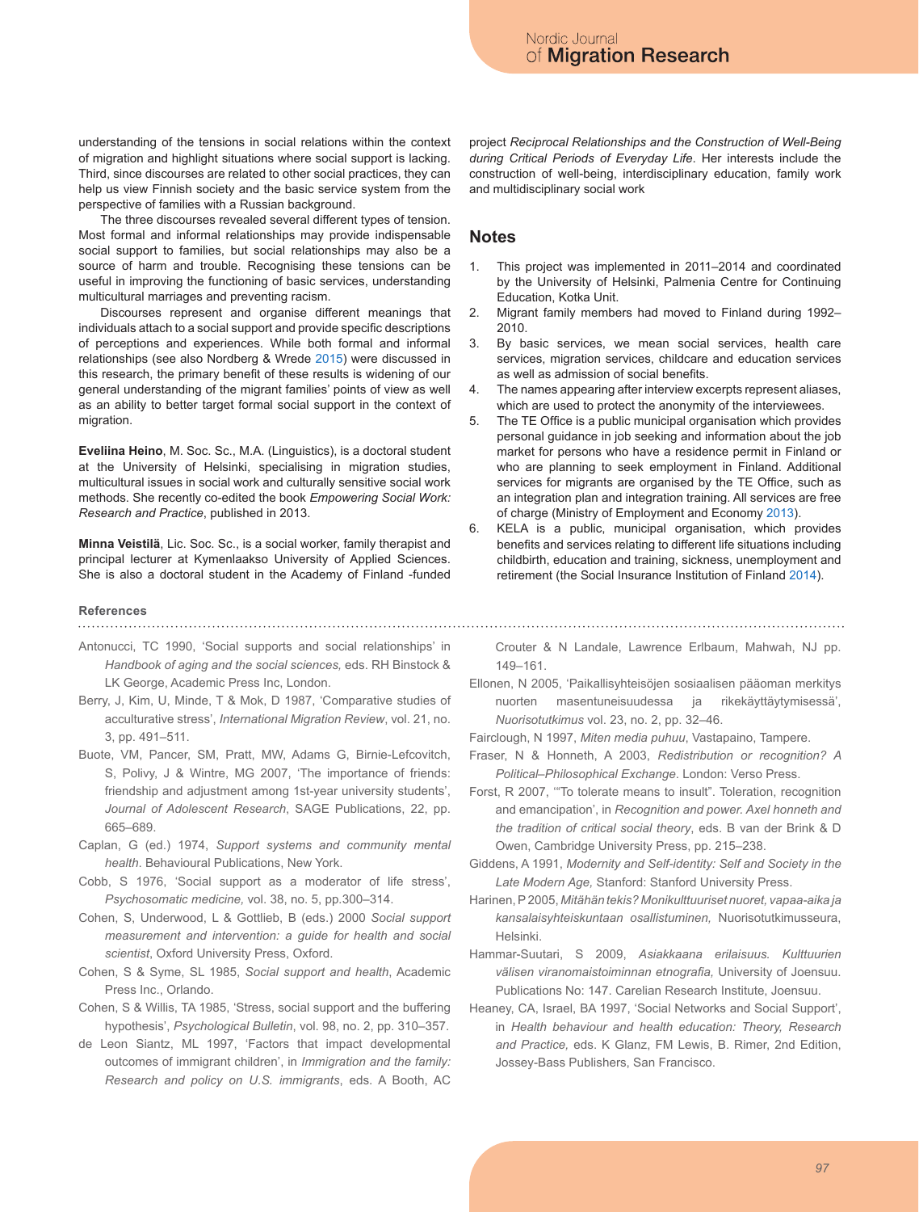understanding of the tensions in social relations within the context of migration and highlight situations where social support is lacking. Third, since discourses are related to other social practices, they can help us view Finnish society and the basic service system from the perspective of families with a Russian background.

The three discourses revealed several different types of tension. Most formal and informal relationships may provide indispensable social support to families, but social relationships may also be a source of harm and trouble. Recognising these tensions can be useful in improving the functioning of basic services, understanding multicultural marriages and preventing racism.

Discourses represent and organise different meanings that individuals attach to a social support and provide specific descriptions of perceptions and experiences. While both formal and informal relationships (see also Nordberg & Wrede 2015) were discussed in this research, the primary benefit of these results is widening of our general understanding of the migrant families' points of view as well as an ability to better target formal social support in the context of migration.

**Eveliina Heino**, M. Soc. Sc., M.A. (Linguistics), is a doctoral student at the University of Helsinki, specialising in migration studies, multicultural issues in social work and culturally sensitive social work methods. She recently co-edited the book *Empowering Social Work: Research and Practice*, published in 2013.

**Minna Veistilä**, Lic. Soc. Sc., is a social worker, family therapist and principal lecturer at Kymenlaakso University of Applied Sciences. She is also a doctoral student in the Academy of Finland -funded project *Reciprocal Relationships and the Construction of Well-Being during Critical Periods of Everyday Life*. Her interests include the construction of well-being, interdisciplinary education, family work and multidisciplinary social work

## Notes

1. This project was implemented in 2011–2014 and coordinated by the University of Helsinki, Palmenia Centre for Continuing Education, Kotka Unit.
2. Migrant family members had moved to Finland during 1992–2010.
3. By basic services, we mean social services, health care services, migration services, childcare and education services as well as admission of social benefits.
4. The names appearing after interview excerpts represent aliases, which are used to protect the anonymity of the interviewees.
5. The TE Office is a public municipal organisation which provides personal guidance in job seeking and information about the job market for persons who have a residence permit in Finland or who are planning to seek employment in Finland. Additional services for migrants are organised by the TE Office, such as an integration plan and integration training. All services are free of charge (Ministry of Employment and Economy 2013).
6. KELA is a public, municipal organisation, which provides benefits and services relating to different life situations including childbirth, education and training, sickness, unemployment and retirement (the Social Insurance Institution of Finland 2014).

## References

Antonucci, TC 1990, 'Social supports and social relationships' in *Handbook of aging and the social sciences,* eds. RH Binstock & LK George, Academic Press Inc, London.

Berry, J, Kim, U, Minde, T & Mok, D 1987, 'Comparative studies of acculturative stress', *International Migration Review*, vol. 21, no. 3, pp. 491–511.

Buote, VM, Pancer, SM, Pratt, MW, Adams G, Birnie-Lefcovitch, S, Polivy, J & Wintre, MG 2007, 'The importance of friends: friendship and adjustment among 1st-year university students', *Journal of Adolescent Research*, SAGE Publications, 22, pp. 665–689.

Caplan, G (ed.) 1974, *Support systems and community mental health*. Behavioural Publications, New York.

Cobb, S 1976, 'Social support as a moderator of life stress', *Psychosomatic medicine,* vol. 38, no. 5, pp.300–314.

Cohen, S, Underwood, L & Gottlieb, B (eds.) 2000 *Social support measurement and intervention: a guide for health and social scientist*, Oxford University Press, Oxford.

Cohen, S & Syme, SL 1985, *Social support and health*, Academic Press Inc., Orlando.

Cohen, S & Willis, TA 1985, 'Stress, social support and the buffering hypothesis', *Psychological Bulletin*, vol. 98, no. 2, pp. 310–357.

de Leon Siantz, ML 1997, 'Factors that impact developmental outcomes of immigrant children', in *Immigration and the family: Research and policy on U.S. immigrants*, eds. A Booth, AC Crouter & N Landale, Lawrence Erlbaum, Mahwah, NJ pp. 149–161.

Ellonen, N 2005, 'Paikallisyhteisöjen sosiaalisen pääoman merkitys nuorten masentuneisuudessa ja rikekäyttäytymisessä', *Nuorisotutkimus* vol. 23, no. 2, pp. 32–46.

Fairclough, N 1997, *Miten media puhuu*, Vastapaino, Tampere.

Fraser, N & Honneth, A 2003, *Redistribution or recognition? A Political–Philosophical Exchange*. London: Verso Press.

Forst, R 2007, '"To tolerate means to insult". Toleration, recognition and emancipation', in *Recognition and power. Axel honneth and the tradition of critical social theory*, eds. B van der Brink & D Owen, Cambridge University Press, pp. 215–238.

Giddens, A 1991, *Modernity and Self-identity: Self and Society in the Late Modern Age,* Stanford: Stanford University Press.

Harinen, P 2005, *Mitähän tekis? Monikulttuuriset nuoret, vapaa-aika ja kansalaisyhteiskuntaan osallistuminen,* Nuorisotutkimusseura, Helsinki.

Hammar-Suutari, S 2009, *Asiakkaana erilaisuus. Kulttuurien välisen viranomaistoiminnan etnografia,* University of Joensuu. Publications No: 147. Carelian Research Institute, Joensuu.

Heaney, CA, Israel, BA 1997, 'Social Networks and Social Support', in *Health behaviour and health education: Theory, Research and Practice,* eds. K Glanz, FM Lewis, B. Rimer, 2nd Edition, Jossey-Bass Publishers, San Francisco.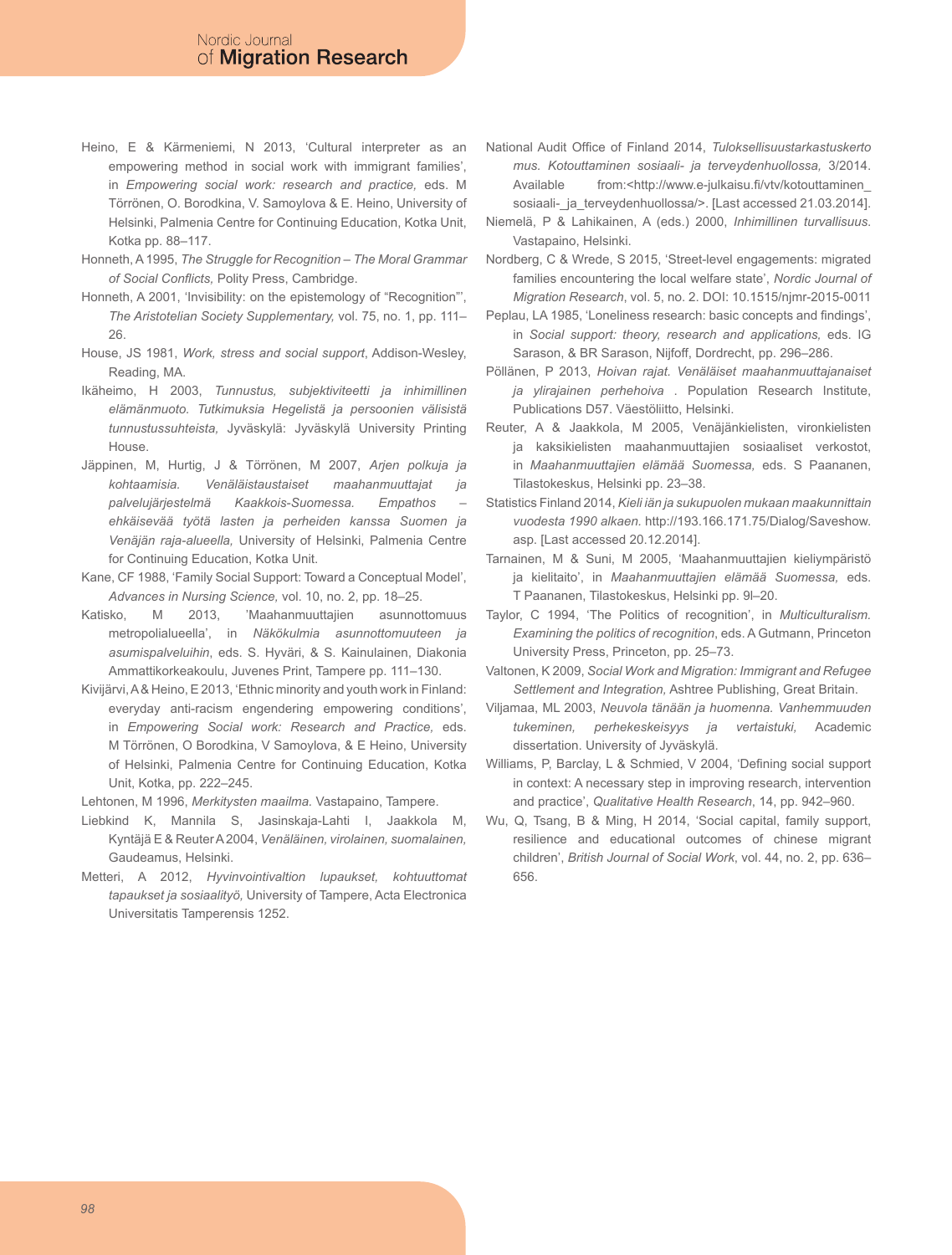Heino, E & Kärmeniemi, N 2013, 'Cultural interpreter as an empowering method in social work with immigrant families', in *Empowering social work: research and practice,* eds. M Törrönen, O. Borodkina, V. Samoylova & E. Heino, University of Helsinki, Palmenia Centre for Continuing Education, Kotka Unit, Kotka pp. 88–117.

Honneth, A 1995, *The Struggle for Recognition – The Moral Grammar of Social Conflicts,* Polity Press, Cambridge.

Honneth, A 2001, 'Invisibility: on the epistemology of "Recognition"', *The Aristotelian Society Supplementary,* vol. 75, no. 1, pp. 111–26.

House, JS 1981, *Work, stress and social support*, Addison-Wesley, Reading, MA.

Ikäheimo, H 2003, *Tunnustus, subjektiviteetti ja inhimillinen elämänmuoto. Tutkimuksia Hegelistä ja persoonien välisistä tunnustussuhteista,* Jyväskylä: Jyväskylä University Printing House.

Jäppinen, M, Hurtig, J & Törrönen, M 2007, *Arjen polkuja ja kohtaamisia. Venäläistaustaiset maahanmuuttajat ja palvelujärjestelmä Kaakkois-Suomessa. Empathos – ehkäisevää työtä lasten ja perheiden kanssa Suomen ja Venäjän raja-alueella,* University of Helsinki, Palmenia Centre for Continuing Education, Kotka Unit.

Kane, CF 1988, 'Family Social Support: Toward a Conceptual Model', *Advances in Nursing Science,* vol. 10, no. 2, pp. 18–25.

Katisko, M 2013, 'Maahanmuuttajien asunnottomuus metropolialueella', in *Näkökulmia asunnottomuuteen ja asumispalveluihin*, eds. S. Hyväri, & S. Kainulainen, Diakonia Ammattikorkeakoulu, Juvenes Print, Tampere pp. 111–130.

Kivijärvi, A & Heino, E 2013, 'Ethnic minority and youth work in Finland: everyday anti-racism engendering empowering conditions', in *Empowering Social work: Research and Practice,* eds. M Törrönen, O Borodkina, V Samoylova, & E Heino, University of Helsinki, Palmenia Centre for Continuing Education, Kotka Unit, Kotka, pp. 222–245.

Lehtonen, M 1996, *Merkitysten maailma.* Vastapaino, Tampere.

Liebkind K, Mannila S, Jasinskaja-Lahti I, Jaakkola M, Kyntäjä E & Reuter A 2004, *Venäläinen, virolainen, suomalainen,* Gaudeamus, Helsinki.

Metteri, A 2012, *Hyvinvointivaltion lupaukset, kohtuuttomat tapaukset ja sosiaalityö,* University of Tampere, Acta Electronica Universitatis Tamperensis 1252.

National Audit Office of Finland 2014, *Tuloksellisuustarkastuskerto mus. Kotouttaminen sosiaali- ja terveydenhuollossa,* 3/2014. Available from:<http://www.e-julkaisu.fi/vtv/kotouttaminen_sosiaali-_ja_terveydenhuollossa/>. [Last accessed 21.03.2014].

Niemelä, P & Lahikainen, A (eds.) 2000, *Inhimillinen turvallisuus.* Vastapaino, Helsinki.

Nordberg, C & Wrede, S 2015, 'Street-level engagements: migrated families encountering the local welfare state', *Nordic Journal of Migration Research*, vol. 5, no. 2. DOI: 10.1515/njmr-2015-0011

Peplau, LA 1985, 'Loneliness research: basic concepts and findings', in *Social support: theory, research and applications,* eds. IG Sarason, & BR Sarason, Nijfoff, Dordrecht, pp. 296–286.

Pöllänen, P 2013, *Hoivan rajat. Venäläiset maahanmuuttajanaiset ja ylirajainen perhehoiva* . Population Research Institute, Publications D57. Väestöliitto, Helsinki.

Reuter, A & Jaakkola, M 2005, Venäjänkielisten, vironkielisten ja kaksikielisten maahanmuuttajien sosiaaliset verkostot, in *Maahanmuuttajien elämää Suomessa,* eds. S Paananen, Tilastokeskus, Helsinki pp. 23–38.

Statistics Finland 2014, *Kieli iän ja sukupuolen mukaan maakunnittain vuodesta 1990 alkaen.* http://193.166.171.75/Dialog/Saveshow.asp. [Last accessed 20.12.2014].

Tarnainen, M & Suni, M 2005, 'Maahanmuuttajien kieliympäristö ja kielitaito', in *Maahanmuuttajien elämää Suomessa,* eds. T Paananen, Tilastokeskus, Helsinki pp. 9l–20.

Taylor, C 1994, 'The Politics of recognition', in *Multiculturalism. Examining the politics of recognition*, eds. A Gutmann, Princeton University Press, Princeton, pp. 25–73.

Valtonen, K 2009, *Social Work and Migration: Immigrant and Refugee Settlement and Integration,* Ashtree Publishing, Great Britain.

Viljamaa, ML 2003, *Neuvola tänään ja huomenna. Vanhemmuuden tukeminen, perhekeskeisyys ja vertaistuki,* Academic dissertation. University of Jyväskylä.

Williams, P, Barclay, L & Schmied, V 2004, 'Defining social support in context: A necessary step in improving research, intervention and practice', *Qualitative Health Research*, 14, pp. 942–960.

Wu, Q, Tsang, B & Ming, H 2014, 'Social capital, family support, resilience and educational outcomes of chinese migrant children', *British Journal of Social Work*, vol. 44, no. 2, pp. 636–656.